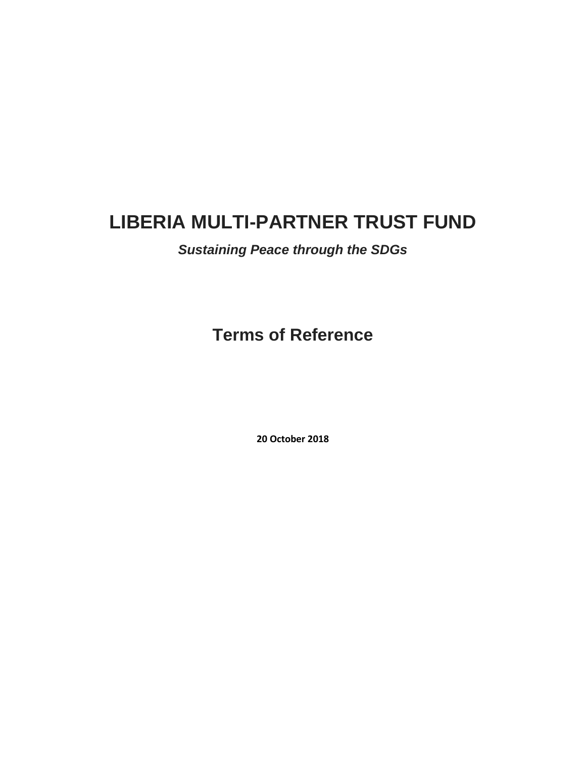# LIBERIA MULTI-PARTNER TRUST FUND

***Sustaining Peace through the SDGs***

## Terms of Reference

**20 October 2018**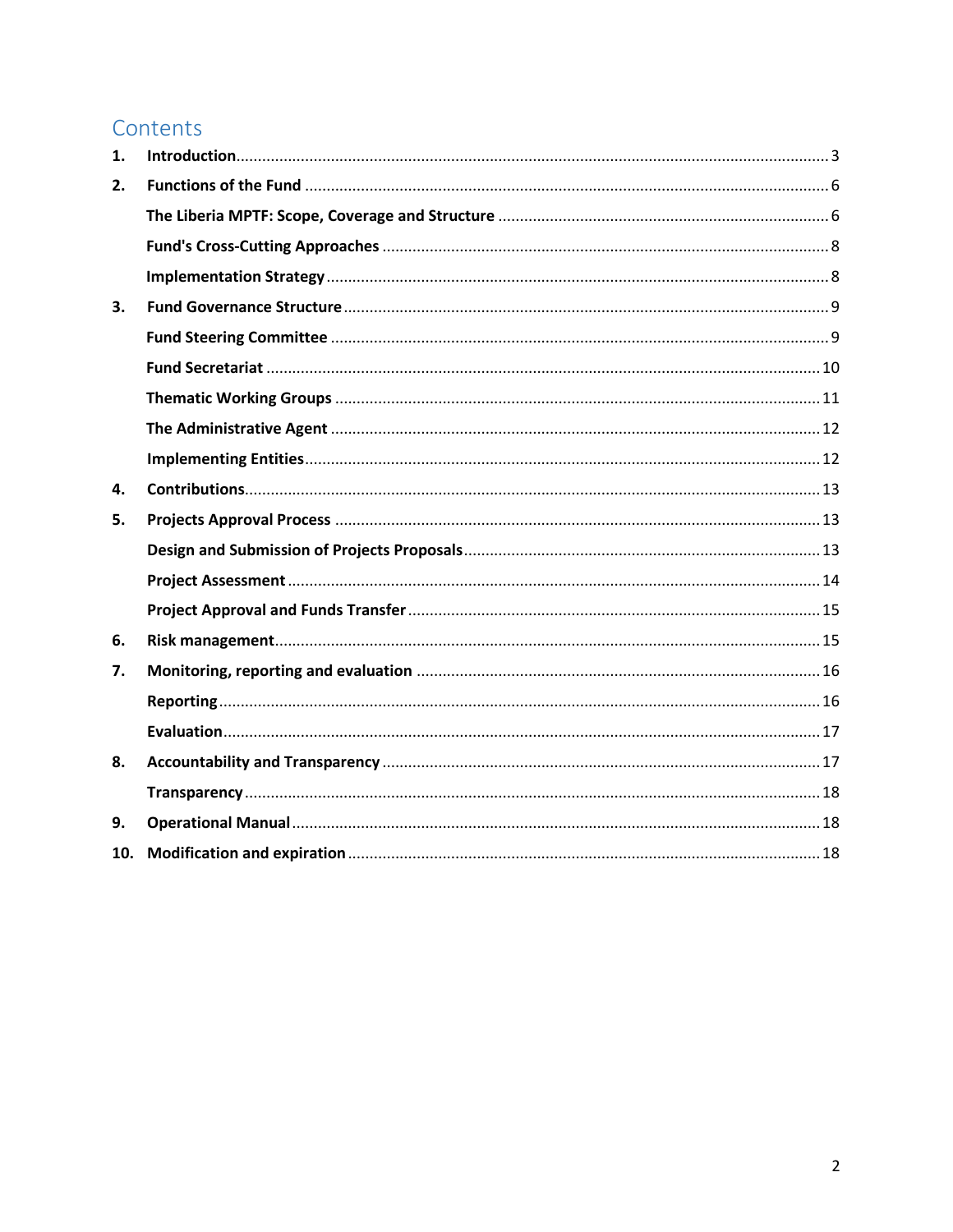# Contents

1. **Introduction** ........ 3
2. **Functions of the Fund** ........ 6
   - **The Liberia MPTF: Scope, Coverage and Structure** ........ 6
   - **Fund's Cross-Cutting Approaches** ........ 8
   - **Implementation Strategy** ........ 8
3. **Fund Governance Structure** ........ 9
   - **Fund Steering Committee** ........ 9
   - **Fund Secretariat** ........ 10
   - **Thematic Working Groups** ........ 11
   - **The Administrative Agent** ........ 12
   - **Implementing Entities** ........ 12
4. **Contributions** ........ 13
5. **Projects Approval Process** ........ 13
   - **Design and Submission of Projects Proposals** ........ 13
   - **Project Assessment** ........ 14
   - **Project Approval and Funds Transfer** ........ 15
6. **Risk management** ........ 15
7. **Monitoring, reporting and evaluation** ........ 16
   - **Reporting** ........ 16
   - **Evaluation** ........ 17
8. **Accountability and Transparency** ........ 17
   - **Transparency** ........ 18
9. **Operational Manual** ........ 18
10. **Modification and expiration** ........ 18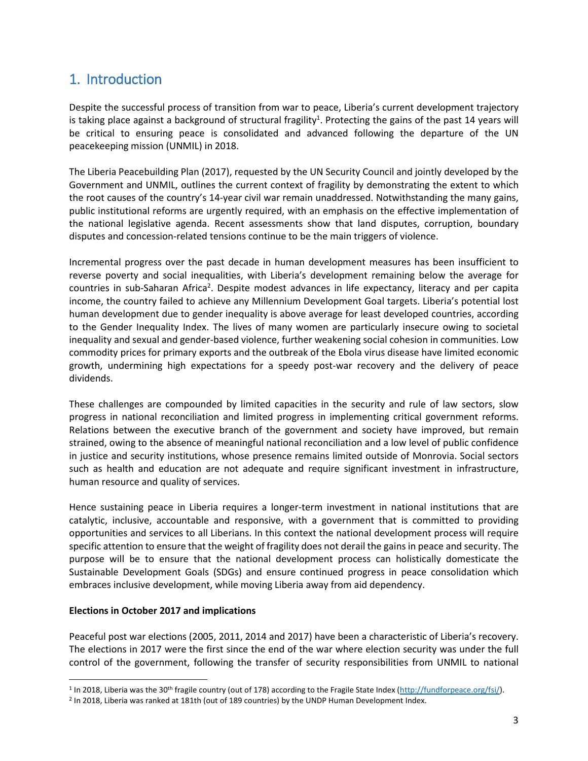# 1. Introduction

Despite the successful process of transition from war to peace, Liberia's current development trajectory is taking place against a background of structural fragility[1]. Protecting the gains of the past 14 years will be critical to ensuring peace is consolidated and advanced following the departure of the UN peacekeeping mission (UNMIL) in 2018.

The Liberia Peacebuilding Plan (2017), requested by the UN Security Council and jointly developed by the Government and UNMIL, outlines the current context of fragility by demonstrating the extent to which the root causes of the country's 14-year civil war remain unaddressed. Notwithstanding the many gains, public institutional reforms are urgently required, with an emphasis on the effective implementation of the national legislative agenda. Recent assessments show that land disputes, corruption, boundary disputes and concession-related tensions continue to be the main triggers of violence.

Incremental progress over the past decade in human development measures has been insufficient to reverse poverty and social inequalities, with Liberia's development remaining below the average for countries in sub-Saharan Africa[2]. Despite modest advances in life expectancy, literacy and per capita income, the country failed to achieve any Millennium Development Goal targets. Liberia's potential lost human development due to gender inequality is above average for least developed countries, according to the Gender Inequality Index. The lives of many women are particularly insecure owing to societal inequality and sexual and gender-based violence, further weakening social cohesion in communities. Low commodity prices for primary exports and the outbreak of the Ebola virus disease have limited economic growth, undermining high expectations for a speedy post-war recovery and the delivery of peace dividends.

These challenges are compounded by limited capacities in the security and rule of law sectors, slow progress in national reconciliation and limited progress in implementing critical government reforms. Relations between the executive branch of the government and society have improved, but remain strained, owing to the absence of meaningful national reconciliation and a low level of public confidence in justice and security institutions, whose presence remains limited outside of Monrovia. Social sectors such as health and education are not adequate and require significant investment in infrastructure, human resource and quality of services.

Hence sustaining peace in Liberia requires a longer-term investment in national institutions that are catalytic, inclusive, accountable and responsive, with a government that is committed to providing opportunities and services to all Liberians. In this context the national development process will require specific attention to ensure that the weight of fragility does not derail the gains in peace and security. The purpose will be to ensure that the national development process can holistically domesticate the Sustainable Development Goals (SDGs) and ensure continued progress in peace consolidation which embraces inclusive development, while moving Liberia away from aid dependency.

**Elections in October 2017 and implications**

Peaceful post war elections (2005, 2011, 2014 and 2017) have been a characteristic of Liberia's recovery. The elections in 2017 were the first since the end of the war where election security was under the full control of the government, following the transfer of security responsibilities from UNMIL to national

---

[1] In 2018, Liberia was the 30th fragile country (out of 178) according to the Fragile State Index (http://fundforpeace.org/fsi/).

[2] In 2018, Liberia was ranked at 181th (out of 189 countries) by the UNDP Human Development Index.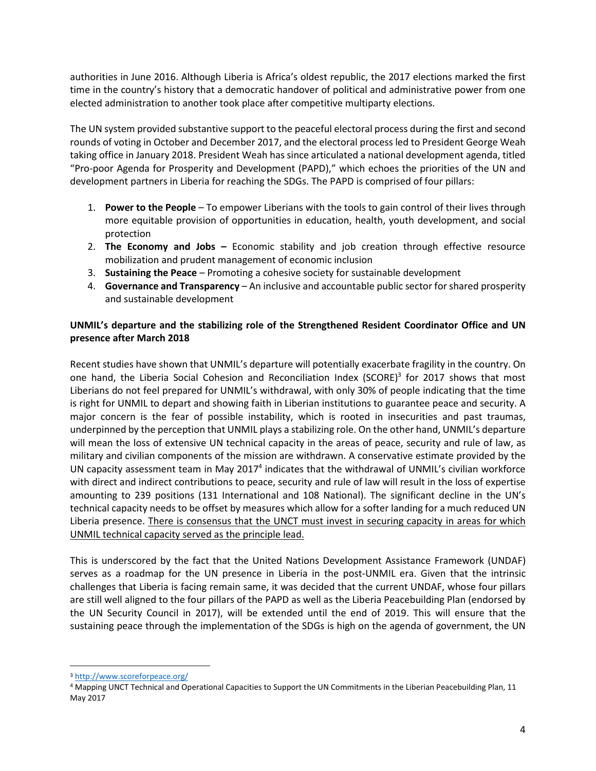authorities in June 2016. Although Liberia is Africa's oldest republic, the 2017 elections marked the first time in the country's history that a democratic handover of political and administrative power from one elected administration to another took place after competitive multiparty elections.

The UN system provided substantive support to the peaceful electoral process during the first and second rounds of voting in October and December 2017, and the electoral process led to President George Weah taking office in January 2018. President Weah has since articulated a national development agenda, titled "Pro-poor Agenda for Prosperity and Development (PAPD)," which echoes the priorities of the UN and development partners in Liberia for reaching the SDGs. The PAPD is comprised of four pillars:

1. **Power to the People** – To empower Liberians with the tools to gain control of their lives through more equitable provision of opportunities in education, health, youth development, and social protection
2. **The Economy and Jobs –** Economic stability and job creation through effective resource mobilization and prudent management of economic inclusion
3. **Sustaining the Peace** – Promoting a cohesive society for sustainable development
4. **Governance and Transparency** – An inclusive and accountable public sector for shared prosperity and sustainable development

**UNMIL's departure and the stabilizing role of the Strengthened Resident Coordinator Office and UN presence after March 2018**

Recent studies have shown that UNMIL's departure will potentially exacerbate fragility in the country. On one hand, the Liberia Social Cohesion and Reconciliation Index (SCORE)[3] for 2017 shows that most Liberians do not feel prepared for UNMIL's withdrawal, with only 30% of people indicating that the time is right for UNMIL to depart and showing faith in Liberian institutions to guarantee peace and security. A major concern is the fear of possible instability, which is rooted in insecurities and past traumas, underpinned by the perception that UNMIL plays a stabilizing role. On the other hand, UNMIL's departure will mean the loss of extensive UN technical capacity in the areas of peace, security and rule of law, as military and civilian components of the mission are withdrawn. A conservative estimate provided by the UN capacity assessment team in May 2017[4] indicates that the withdrawal of UNMIL's civilian workforce with direct and indirect contributions to peace, security and rule of law will result in the loss of expertise amounting to 239 positions (131 International and 108 National). The significant decline in the UN's technical capacity needs to be offset by measures which allow for a softer landing for a much reduced UN Liberia presence. <u>There is consensus that the UNCT must invest in securing capacity in areas for which UNMIL technical capacity served as the principle lead.</u>

This is underscored by the fact that the United Nations Development Assistance Framework (UNDAF) serves as a roadmap for the UN presence in Liberia in the post-UNMIL era. Given that the intrinsic challenges that Liberia is facing remain same, it was decided that the current UNDAF, whose four pillars are still well aligned to the four pillars of the PAPD as well as the Liberia Peacebuilding Plan (endorsed by the UN Security Council in 2017), will be extended until the end of 2019. This will ensure that the sustaining peace through the implementation of the SDGs is high on the agenda of government, the UN

---

[3] http://www.scoreforpeace.org/

[4] Mapping UNCT Technical and Operational Capacities to Support the UN Commitments in the Liberian Peacebuilding Plan, 11 May 2017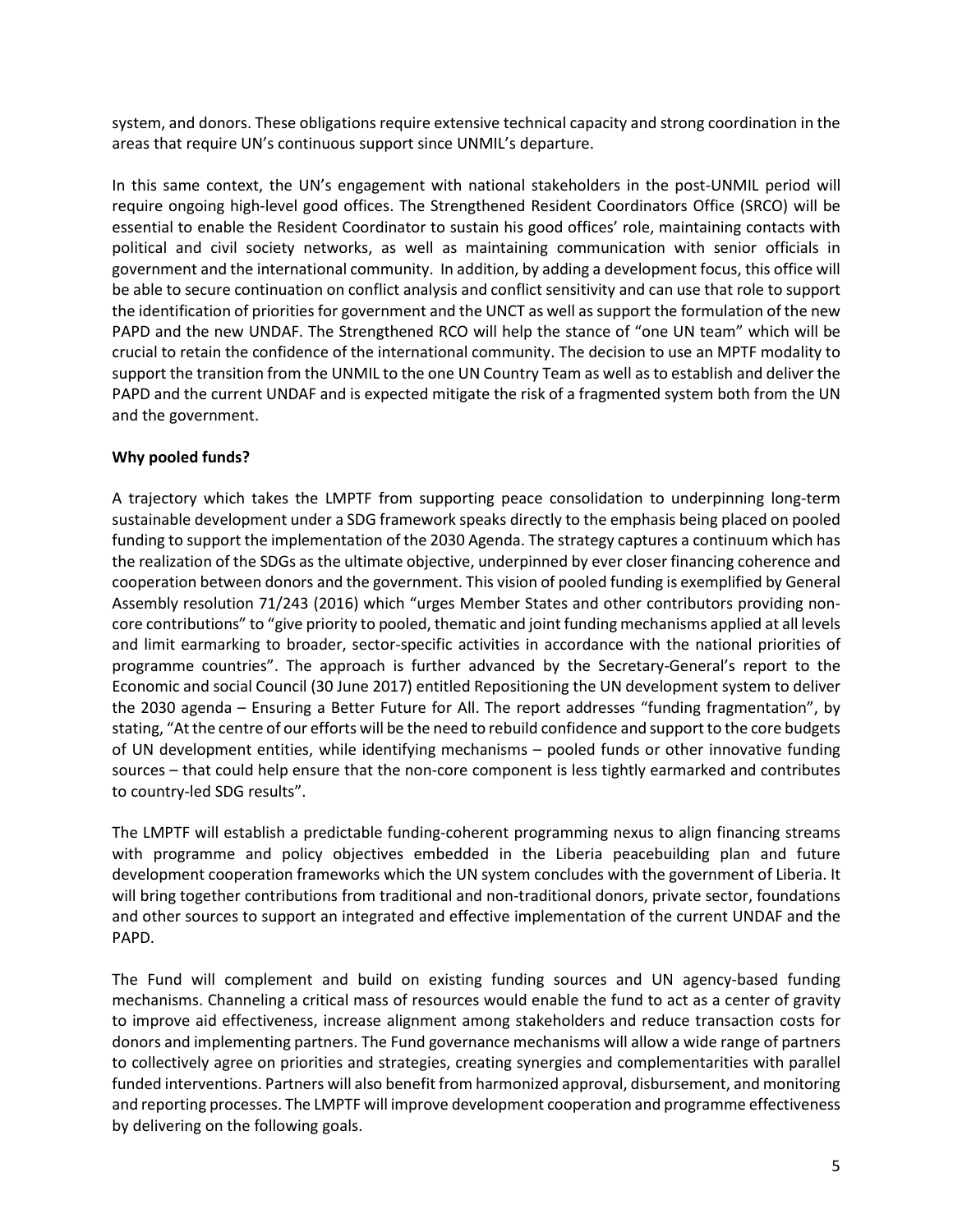system, and donors. These obligations require extensive technical capacity and strong coordination in the areas that require UN's continuous support since UNMIL's departure.

In this same context, the UN's engagement with national stakeholders in the post-UNMIL period will require ongoing high-level good offices. The Strengthened Resident Coordinators Office (SRCO) will be essential to enable the Resident Coordinator to sustain his good offices' role, maintaining contacts with political and civil society networks, as well as maintaining communication with senior officials in government and the international community. In addition, by adding a development focus, this office will be able to secure continuation on conflict analysis and conflict sensitivity and can use that role to support the identification of priorities for government and the UNCT as well as support the formulation of the new PAPD and the new UNDAF. The Strengthened RCO will help the stance of "one UN team" which will be crucial to retain the confidence of the international community. The decision to use an MPTF modality to support the transition from the UNMIL to the one UN Country Team as well as to establish and deliver the PAPD and the current UNDAF and is expected mitigate the risk of a fragmented system both from the UN and the government.

**Why pooled funds?**

A trajectory which takes the LMPTF from supporting peace consolidation to underpinning long-term sustainable development under a SDG framework speaks directly to the emphasis being placed on pooled funding to support the implementation of the 2030 Agenda. The strategy captures a continuum which has the realization of the SDGs as the ultimate objective, underpinned by ever closer financing coherence and cooperation between donors and the government. This vision of pooled funding is exemplified by General Assembly resolution 71/243 (2016) which "urges Member States and other contributors providing non-core contributions" to "give priority to pooled, thematic and joint funding mechanisms applied at all levels and limit earmarking to broader, sector-specific activities in accordance with the national priorities of programme countries". The approach is further advanced by the Secretary-General's report to the Economic and social Council (30 June 2017) entitled Repositioning the UN development system to deliver the 2030 agenda – Ensuring a Better Future for All. The report addresses "funding fragmentation", by stating, "At the centre of our efforts will be the need to rebuild confidence and support to the core budgets of UN development entities, while identifying mechanisms – pooled funds or other innovative funding sources – that could help ensure that the non-core component is less tightly earmarked and contributes to country-led SDG results".

The LMPTF will establish a predictable funding-coherent programming nexus to align financing streams with programme and policy objectives embedded in the Liberia peacebuilding plan and future development cooperation frameworks which the UN system concludes with the government of Liberia. It will bring together contributions from traditional and non-traditional donors, private sector, foundations and other sources to support an integrated and effective implementation of the current UNDAF and the PAPD.

The Fund will complement and build on existing funding sources and UN agency-based funding mechanisms. Channeling a critical mass of resources would enable the fund to act as a center of gravity to improve aid effectiveness, increase alignment among stakeholders and reduce transaction costs for donors and implementing partners. The Fund governance mechanisms will allow a wide range of partners to collectively agree on priorities and strategies, creating synergies and complementarities with parallel funded interventions. Partners will also benefit from harmonized approval, disbursement, and monitoring and reporting processes. The LMPTF will improve development cooperation and programme effectiveness by delivering on the following goals.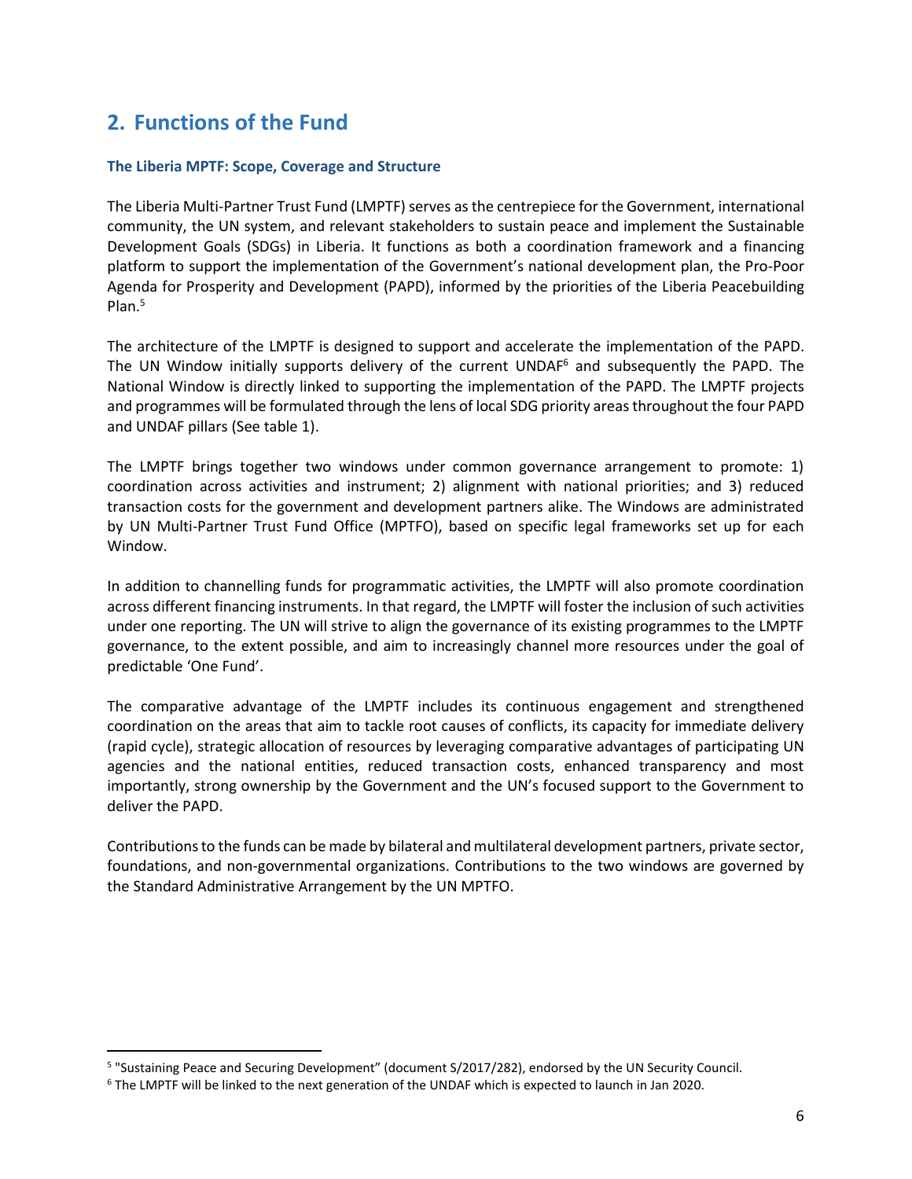## 2. Functions of the Fund

### The Liberia MPTF: Scope, Coverage and Structure

The Liberia Multi-Partner Trust Fund (LMPTF) serves as the centrepiece for the Government, international community, the UN system, and relevant stakeholders to sustain peace and implement the Sustainable Development Goals (SDGs) in Liberia. It functions as both a coordination framework and a financing platform to support the implementation of the Government's national development plan, the Pro-Poor Agenda for Prosperity and Development (PAPD), informed by the priorities of the Liberia Peacebuilding Plan.[5]

The architecture of the LMPTF is designed to support and accelerate the implementation of the PAPD. The UN Window initially supports delivery of the current UNDAF[6] and subsequently the PAPD. The National Window is directly linked to supporting the implementation of the PAPD. The LMPTF projects and programmes will be formulated through the lens of local SDG priority areas throughout the four PAPD and UNDAF pillars (See table 1).

The LMPTF brings together two windows under common governance arrangement to promote: 1) coordination across activities and instrument; 2) alignment with national priorities; and 3) reduced transaction costs for the government and development partners alike. The Windows are administrated by UN Multi-Partner Trust Fund Office (MPTFO), based on specific legal frameworks set up for each Window.

In addition to channelling funds for programmatic activities, the LMPTF will also promote coordination across different financing instruments. In that regard, the LMPTF will foster the inclusion of such activities under one reporting. The UN will strive to align the governance of its existing programmes to the LMPTF governance, to the extent possible, and aim to increasingly channel more resources under the goal of predictable 'One Fund'.

The comparative advantage of the LMPTF includes its continuous engagement and strengthened coordination on the areas that aim to tackle root causes of conflicts, its capacity for immediate delivery (rapid cycle), strategic allocation of resources by leveraging comparative advantages of participating UN agencies and the national entities, reduced transaction costs, enhanced transparency and most importantly, strong ownership by the Government and the UN's focused support to the Government to deliver the PAPD.

Contributions to the funds can be made by bilateral and multilateral development partners, private sector, foundations, and non-governmental organizations. Contributions to the two windows are governed by the Standard Administrative Arrangement by the UN MPTFO.

---

[5] "Sustaining Peace and Securing Development" (document S/2017/282), endorsed by the UN Security Council.

[6] The LMPTF will be linked to the next generation of the UNDAF which is expected to launch in Jan 2020.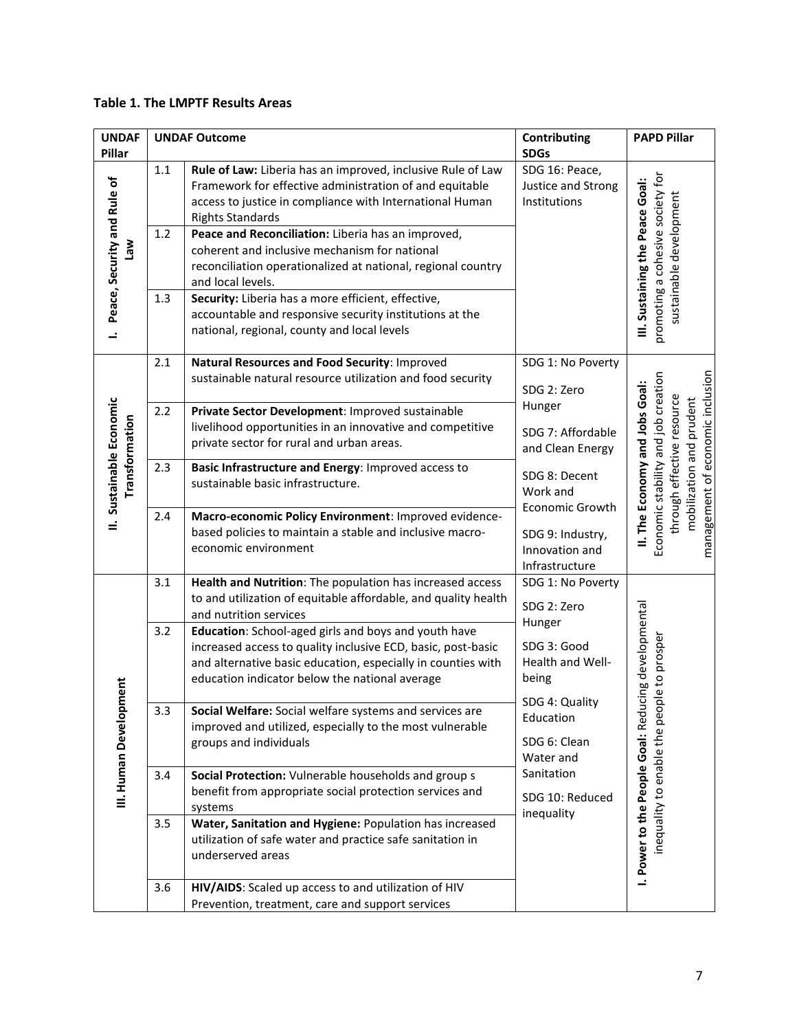**Table 1. The LMPTF Results Areas**

| UNDAF Pillar | UNDAF Outcome | | Contributing SDGs | PAPD Pillar |
|---|---|---|---|---|
| I. Peace, Security and Rule of Law | 1.1 | **Rule of Law:** Liberia has an improved, inclusive Rule of Law Framework for effective administration of and equitable access to justice in compliance with International Human Rights Standards | SDG 16: Peace, Justice and Strong Institutions | **III. Sustaining the Peace Goal:** promoting a cohesive society for sustainable development |
| | 1.2 | **Peace and Reconciliation:** Liberia has an improved, coherent and inclusive mechanism for national reconciliation operationalized at national, regional country and local levels. | | |
| | 1.3 | **Security:** Liberia has a more efficient, effective, accountable and responsive security institutions at the national, regional, county and local levels | | |
| II. Sustainable Economic Transformation | 2.1 | **Natural Resources and Food Security**: Improved sustainable natural resource utilization and food security | SDG 1: No Poverty<br>SDG 2: Zero Hunger<br>SDG 7: Affordable and Clean Energy<br>SDG 8: Decent Work and Economic Growth<br>SDG 9: Industry, Innovation and Infrastructure | **II. The Economy and Jobs Goal:** Economic stability and job creation through effective resource mobilization and prudent management of economic inclusion |
| | 2.2 | **Private Sector Development**: Improved sustainable livelihood opportunities in an innovative and competitive private sector for rural and urban areas. | | |
| | 2.3 | **Basic Infrastructure and Energy**: Improved access to sustainable basic infrastructure. | | |
| | 2.4 | **Macro-economic Policy Environment**: Improved evidence-based policies to maintain a stable and inclusive macro-economic environment | | |
| III. Human Development | 3.1 | **Health and Nutrition**: The population has increased access to and utilization of equitable affordable, and quality health and nutrition services | SDG 1: No Poverty<br>SDG 2: Zero Hunger<br>SDG 3: Good Health and Well-being<br>SDG 4: Quality Education<br>SDG 6: Clean Water and Sanitation<br>SDG 10: Reduced inequality | **I. Power to the People Goal:** Reducing developmental inequality to enable the people to prosper |
| | 3.2 | **Education**: School-aged girls and boys and youth have increased access to quality inclusive ECD, basic, post-basic and alternative basic education, especially in counties with education indicator below the national average | | |
| | 3.3 | **Social Welfare:** Social welfare systems and services are improved and utilized, especially to the most vulnerable groups and individuals | | |
| | 3.4 | **Social Protection:** Vulnerable households and group s benefit from appropriate social protection services and systems | | |
| | 3.5 | **Water, Sanitation and Hygiene:** Population has increased utilization of safe water and practice safe sanitation in underserved areas | | |
| | 3.6 | **HIV/AIDS**: Scaled up access to and utilization of HIV Prevention, treatment, care and support services | | |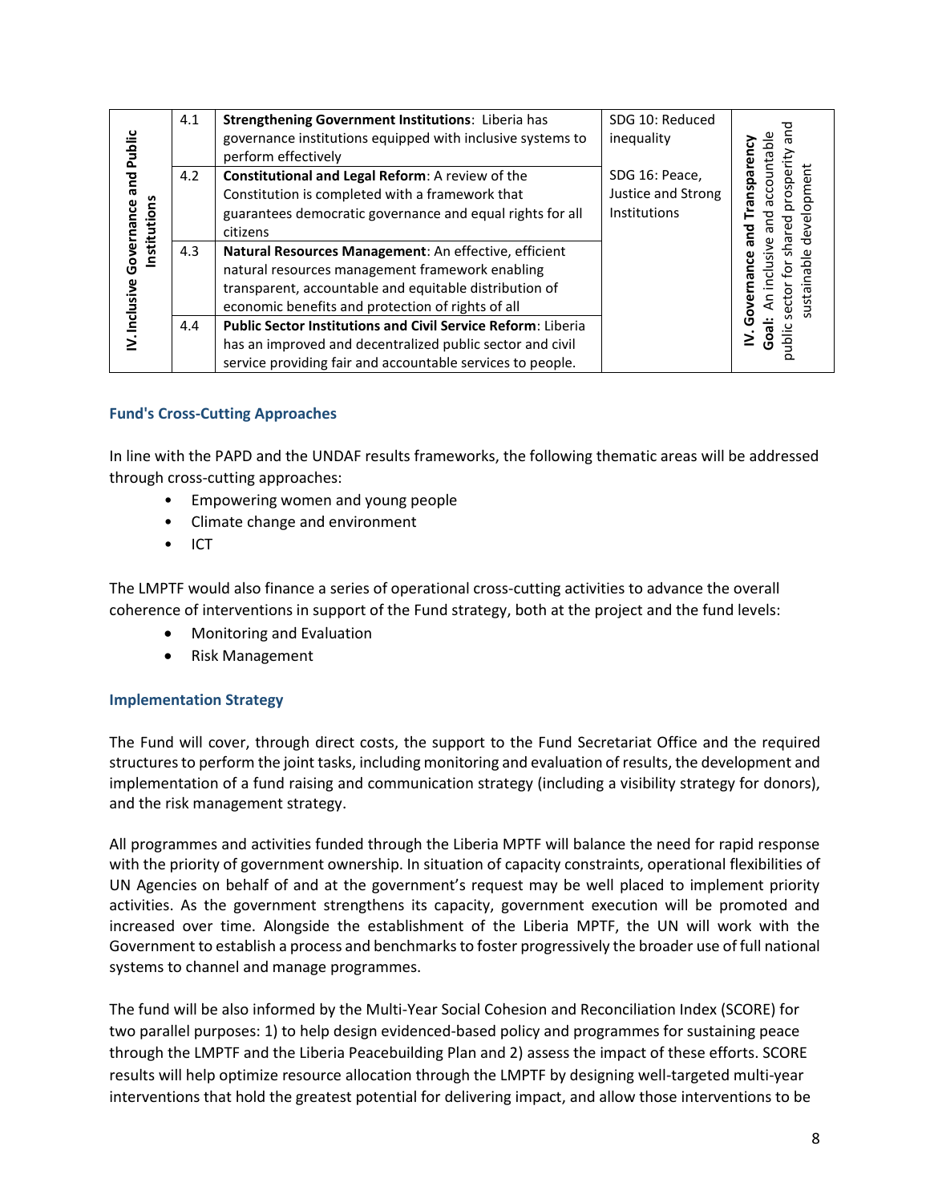| IV. Inclusive Governance and Public Institutions | 4.1 | **Strengthening Government Institutions**: Liberia has governance institutions equipped with inclusive systems to perform effectively | SDG 10: Reduced inequality<br><br>SDG 16: Peace, Justice and Strong Institutions | **IV. Governance and Transparency**<br>**Goal**: An inclusive and accountable public sector for shared prosperity and sustainable development |
|---|---|---|---|---|
| | 4.2 | **Constitutional and Legal Reform**: A review of the Constitution is completed with a framework that guarantees democratic governance and equal rights for all citizens | | |
| | 4.3 | **Natural Resources Management**: An effective, efficient natural resources management framework enabling transparent, accountable and equitable distribution of economic benefits and protection of rights of all | | |
| | 4.4 | **Public Sector Institutions and Civil Service Reform**: Liberia has an improved and decentralized public sector and civil service providing fair and accountable services to people. | | |

### Fund's Cross-Cutting Approaches

In line with the PAPD and the UNDAF results frameworks, the following thematic areas will be addressed through cross-cutting approaches:

- Empowering women and young people
- Climate change and environment
- ICT

The LMPTF would also finance a series of operational cross-cutting activities to advance the overall coherence of interventions in support of the Fund strategy, both at the project and the fund levels:

- Monitoring and Evaluation
- Risk Management

### Implementation Strategy

The Fund will cover, through direct costs, the support to the Fund Secretariat Office and the required structures to perform the joint tasks, including monitoring and evaluation of results, the development and implementation of a fund raising and communication strategy (including a visibility strategy for donors), and the risk management strategy.

All programmes and activities funded through the Liberia MPTF will balance the need for rapid response with the priority of government ownership. In situation of capacity constraints, operational flexibilities of UN Agencies on behalf of and at the government's request may be well placed to implement priority activities. As the government strengthens its capacity, government execution will be promoted and increased over time. Alongside the establishment of the Liberia MPTF, the UN will work with the Government to establish a process and benchmarks to foster progressively the broader use of full national systems to channel and manage programmes.

The fund will be also informed by the Multi-Year Social Cohesion and Reconciliation Index (SCORE) for two parallel purposes: 1) to help design evidenced-based policy and programmes for sustaining peace through the LMPTF and the Liberia Peacebuilding Plan and 2) assess the impact of these efforts. SCORE results will help optimize resource allocation through the LMPTF by designing well-targeted multi-year interventions that hold the greatest potential for delivering impact, and allow those interventions to be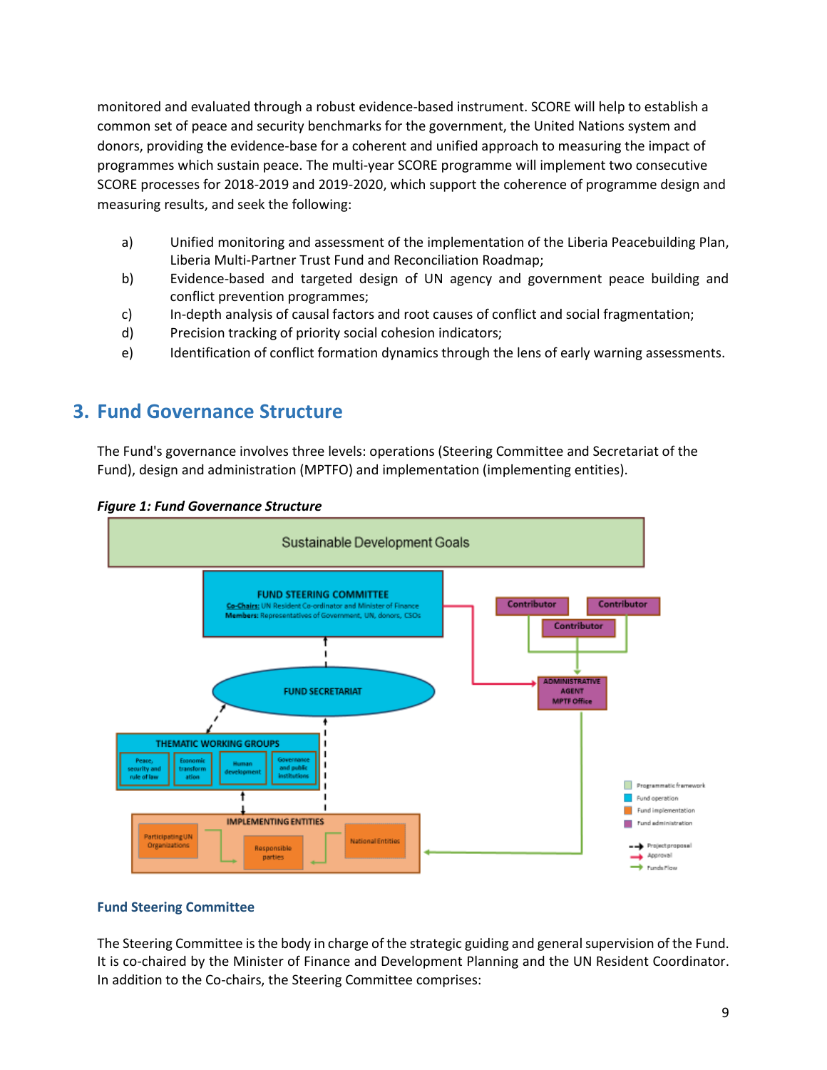monitored and evaluated through a robust evidence-based instrument. SCORE will help to establish a common set of peace and security benchmarks for the government, the United Nations system and donors, providing the evidence-base for a coherent and unified approach to measuring the impact of programmes which sustain peace. The multi-year SCORE programme will implement two consecutive SCORE processes for 2018-2019 and 2019-2020, which support the coherence of programme design and measuring results, and seek the following:

a) Unified monitoring and assessment of the implementation of the Liberia Peacebuilding Plan, Liberia Multi-Partner Trust Fund and Reconciliation Roadmap;
b) Evidence-based and targeted design of UN agency and government peace building and conflict prevention programmes;
c) In-depth analysis of causal factors and root causes of conflict and social fragmentation;
d) Precision tracking of priority social cohesion indicators;
e) Identification of conflict formation dynamics through the lens of early warning assessments.

## 3. Fund Governance Structure

The Fund's governance involves three levels: operations (Steering Committee and Secretariat of the Fund), design and administration (MPTFO) and implementation (implementing entities).

***Figure 1: Fund Governance Structure***

Sustainable Development Goals

FUND STEERING COMMITTEE
Co-Chairs: UN Resident Co-ordinator and Minister of Finance
Members: Representatives of Government, UN, donors, CSOs

Contributor | Contributor | Contributor

ADMINISTRATIVE AGENT MPTF Office

FUND SECRETARIAT

THEMATIC WORKING GROUPS: Peace, security and rule of law | Economic transformation | Human development | Governance and public institutions

IMPLEMENTING ENTITIES: Participating UN Organizations | Responsible parties | National Entities

Legend: Programmatic framework; Fund operation; Fund implementation; Fund administration; Project proposal; Approval; Funds Flow

### Fund Steering Committee

The Steering Committee is the body in charge of the strategic guiding and general supervision of the Fund. It is co-chaired by the Minister of Finance and Development Planning and the UN Resident Coordinator. In addition to the Co-chairs, the Steering Committee comprises: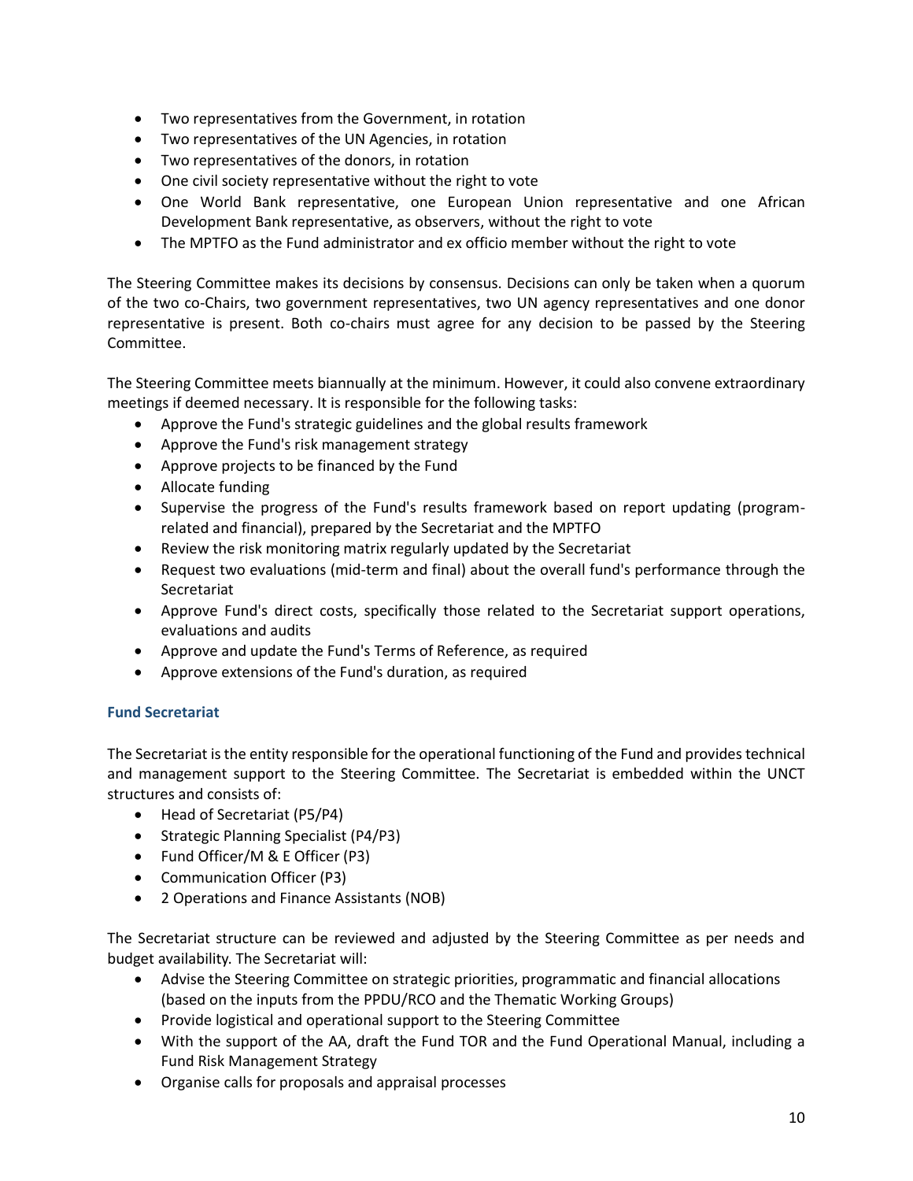- Two representatives from the Government, in rotation
- Two representatives of the UN Agencies, in rotation
- Two representatives of the donors, in rotation
- One civil society representative without the right to vote
- One World Bank representative, one European Union representative and one African Development Bank representative, as observers, without the right to vote
- The MPTFO as the Fund administrator and ex officio member without the right to vote

The Steering Committee makes its decisions by consensus. Decisions can only be taken when a quorum of the two co-Chairs, two government representatives, two UN agency representatives and one donor representative is present. Both co-chairs must agree for any decision to be passed by the Steering Committee.

The Steering Committee meets biannually at the minimum. However, it could also convene extraordinary meetings if deemed necessary. It is responsible for the following tasks:

- Approve the Fund's strategic guidelines and the global results framework
- Approve the Fund's risk management strategy
- Approve projects to be financed by the Fund
- Allocate funding
- Supervise the progress of the Fund's results framework based on report updating (program-related and financial), prepared by the Secretariat and the MPTFO
- Review the risk monitoring matrix regularly updated by the Secretariat
- Request two evaluations (mid-term and final) about the overall fund's performance through the Secretariat
- Approve Fund's direct costs, specifically those related to the Secretariat support operations, evaluations and audits
- Approve and update the Fund's Terms of Reference, as required
- Approve extensions of the Fund's duration, as required

### Fund Secretariat

The Secretariat is the entity responsible for the operational functioning of the Fund and provides technical and management support to the Steering Committee. The Secretariat is embedded within the UNCT structures and consists of:

- Head of Secretariat (P5/P4)
- Strategic Planning Specialist (P4/P3)
- Fund Officer/M & E Officer (P3)
- Communication Officer (P3)
- 2 Operations and Finance Assistants (NOB)

The Secretariat structure can be reviewed and adjusted by the Steering Committee as per needs and budget availability. The Secretariat will:

- Advise the Steering Committee on strategic priorities, programmatic and financial allocations (based on the inputs from the PPDU/RCO and the Thematic Working Groups)
- Provide logistical and operational support to the Steering Committee
- With the support of the AA, draft the Fund TOR and the Fund Operational Manual, including a Fund Risk Management Strategy
- Organise calls for proposals and appraisal processes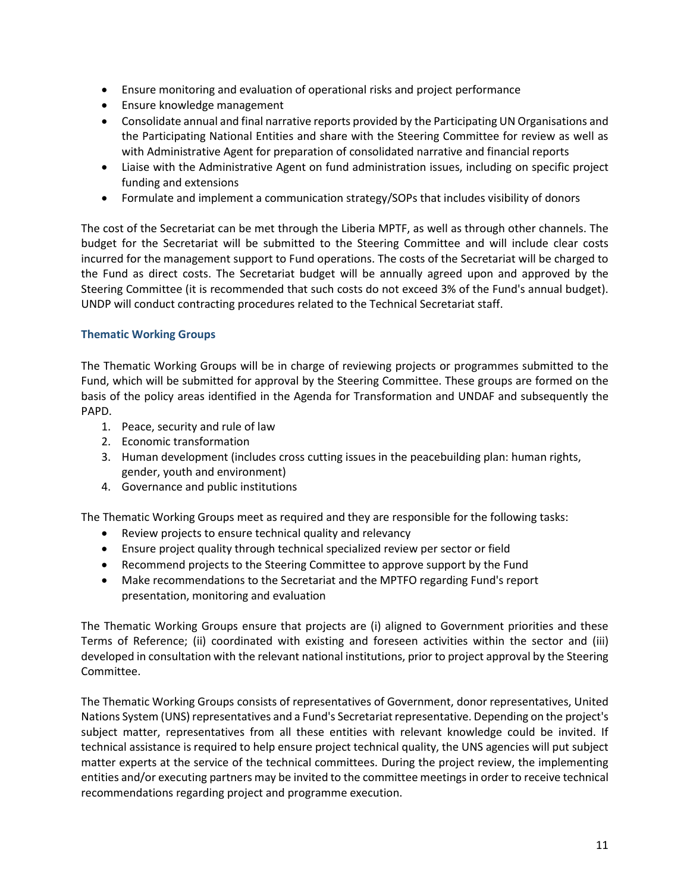- Ensure monitoring and evaluation of operational risks and project performance
- Ensure knowledge management
- Consolidate annual and final narrative reports provided by the Participating UN Organisations and the Participating National Entities and share with the Steering Committee for review as well as with Administrative Agent for preparation of consolidated narrative and financial reports
- Liaise with the Administrative Agent on fund administration issues, including on specific project funding and extensions
- Formulate and implement a communication strategy/SOPs that includes visibility of donors

The cost of the Secretariat can be met through the Liberia MPTF, as well as through other channels. The budget for the Secretariat will be submitted to the Steering Committee and will include clear costs incurred for the management support to Fund operations. The costs of the Secretariat will be charged to the Fund as direct costs. The Secretariat budget will be annually agreed upon and approved by the Steering Committee (it is recommended that such costs do not exceed 3% of the Fund's annual budget). UNDP will conduct contracting procedures related to the Technical Secretariat staff.

### Thematic Working Groups

The Thematic Working Groups will be in charge of reviewing projects or programmes submitted to the Fund, which will be submitted for approval by the Steering Committee. These groups are formed on the basis of the policy areas identified in the Agenda for Transformation and UNDAF and subsequently the PAPD.

1. Peace, security and rule of law
2. Economic transformation
3. Human development (includes cross cutting issues in the peacebuilding plan: human rights, gender, youth and environment)
4. Governance and public institutions

The Thematic Working Groups meet as required and they are responsible for the following tasks:

- Review projects to ensure technical quality and relevancy
- Ensure project quality through technical specialized review per sector or field
- Recommend projects to the Steering Committee to approve support by the Fund
- Make recommendations to the Secretariat and the MPTFO regarding Fund's report presentation, monitoring and evaluation

The Thematic Working Groups ensure that projects are (i) aligned to Government priorities and these Terms of Reference; (ii) coordinated with existing and foreseen activities within the sector and (iii) developed in consultation with the relevant national institutions, prior to project approval by the Steering Committee.

The Thematic Working Groups consists of representatives of Government, donor representatives, United Nations System (UNS) representatives and a Fund's Secretariat representative. Depending on the project's subject matter, representatives from all these entities with relevant knowledge could be invited. If technical assistance is required to help ensure project technical quality, the UNS agencies will put subject matter experts at the service of the technical committees. During the project review, the implementing entities and/or executing partners may be invited to the committee meetings in order to receive technical recommendations regarding project and programme execution.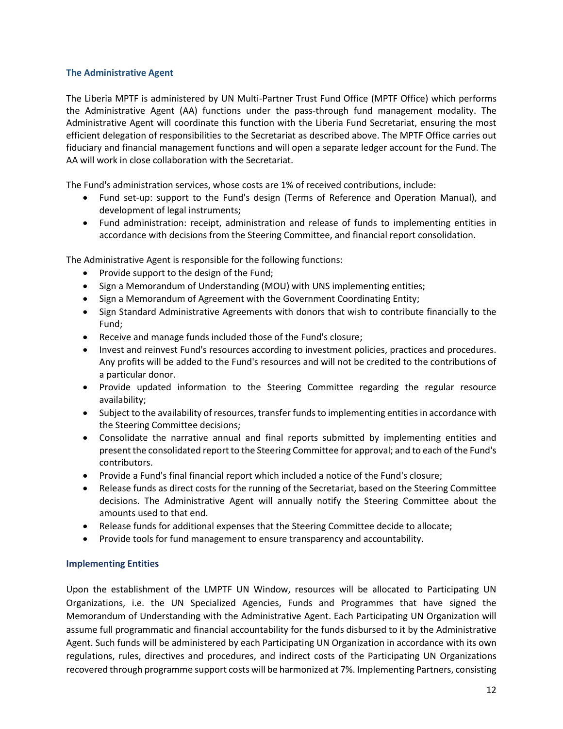### The Administrative Agent

The Liberia MPTF is administered by UN Multi-Partner Trust Fund Office (MPTF Office) which performs the Administrative Agent (AA) functions under the pass-through fund management modality. The Administrative Agent will coordinate this function with the Liberia Fund Secretariat, ensuring the most efficient delegation of responsibilities to the Secretariat as described above. The MPTF Office carries out fiduciary and financial management functions and will open a separate ledger account for the Fund. The AA will work in close collaboration with the Secretariat.

The Fund's administration services, whose costs are 1% of received contributions, include:

- Fund set-up: support to the Fund's design (Terms of Reference and Operation Manual), and development of legal instruments;
- Fund administration: receipt, administration and release of funds to implementing entities in accordance with decisions from the Steering Committee, and financial report consolidation.

The Administrative Agent is responsible for the following functions:

- Provide support to the design of the Fund;
- Sign a Memorandum of Understanding (MOU) with UNS implementing entities;
- Sign a Memorandum of Agreement with the Government Coordinating Entity;
- Sign Standard Administrative Agreements with donors that wish to contribute financially to the Fund;
- Receive and manage funds included those of the Fund's closure;
- Invest and reinvest Fund's resources according to investment policies, practices and procedures. Any profits will be added to the Fund's resources and will not be credited to the contributions of a particular donor.
- Provide updated information to the Steering Committee regarding the regular resource availability;
- Subject to the availability of resources, transfer funds to implementing entities in accordance with the Steering Committee decisions;
- Consolidate the narrative annual and final reports submitted by implementing entities and present the consolidated report to the Steering Committee for approval; and to each of the Fund's contributors.
- Provide a Fund's final financial report which included a notice of the Fund's closure;
- Release funds as direct costs for the running of the Secretariat, based on the Steering Committee decisions. The Administrative Agent will annually notify the Steering Committee about the amounts used to that end.
- Release funds for additional expenses that the Steering Committee decide to allocate;
- Provide tools for fund management to ensure transparency and accountability.

### Implementing Entities

Upon the establishment of the LMPTF UN Window, resources will be allocated to Participating UN Organizations, i.e. the UN Specialized Agencies, Funds and Programmes that have signed the Memorandum of Understanding with the Administrative Agent. Each Participating UN Organization will assume full programmatic and financial accountability for the funds disbursed to it by the Administrative Agent. Such funds will be administered by each Participating UN Organization in accordance with its own regulations, rules, directives and procedures, and indirect costs of the Participating UN Organizations recovered through programme support costs will be harmonized at 7%. Implementing Partners, consisting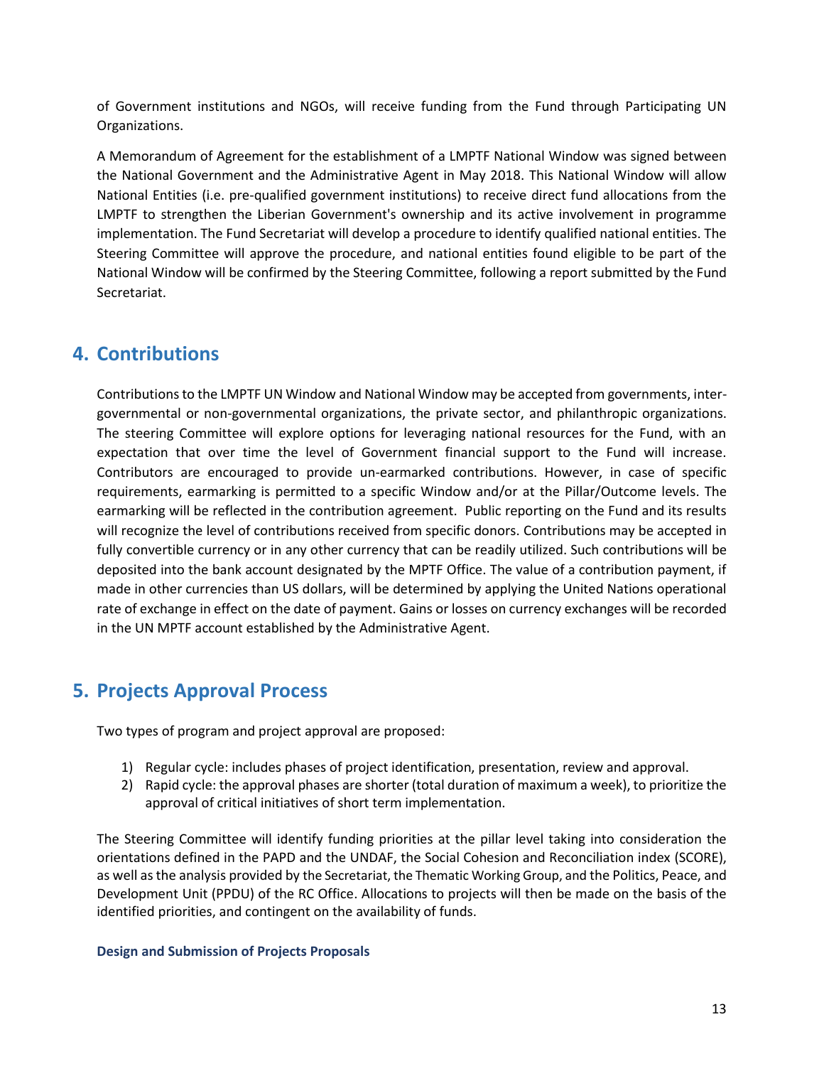of Government institutions and NGOs, will receive funding from the Fund through Participating UN Organizations.

A Memorandum of Agreement for the establishment of a LMPTF National Window was signed between the National Government and the Administrative Agent in May 2018. This National Window will allow National Entities (i.e. pre-qualified government institutions) to receive direct fund allocations from the LMPTF to strengthen the Liberian Government's ownership and its active involvement in programme implementation. The Fund Secretariat will develop a procedure to identify qualified national entities. The Steering Committee will approve the procedure, and national entities found eligible to be part of the National Window will be confirmed by the Steering Committee, following a report submitted by the Fund Secretariat.

## 4. Contributions

Contributions to the LMPTF UN Window and National Window may be accepted from governments, inter-governmental or non-governmental organizations, the private sector, and philanthropic organizations. The steering Committee will explore options for leveraging national resources for the Fund, with an expectation that over time the level of Government financial support to the Fund will increase. Contributors are encouraged to provide un-earmarked contributions. However, in case of specific requirements, earmarking is permitted to a specific Window and/or at the Pillar/Outcome levels. The earmarking will be reflected in the contribution agreement. Public reporting on the Fund and its results will recognize the level of contributions received from specific donors. Contributions may be accepted in fully convertible currency or in any other currency that can be readily utilized. Such contributions will be deposited into the bank account designated by the MPTF Office. The value of a contribution payment, if made in other currencies than US dollars, will be determined by applying the United Nations operational rate of exchange in effect on the date of payment. Gains or losses on currency exchanges will be recorded in the UN MPTF account established by the Administrative Agent.

## 5. Projects Approval Process

Two types of program and project approval are proposed:

1) Regular cycle: includes phases of project identification, presentation, review and approval.
2) Rapid cycle: the approval phases are shorter (total duration of maximum a week), to prioritize the approval of critical initiatives of short term implementation.

The Steering Committee will identify funding priorities at the pillar level taking into consideration the orientations defined in the PAPD and the UNDAF, the Social Cohesion and Reconciliation index (SCORE), as well as the analysis provided by the Secretariat, the Thematic Working Group, and the Politics, Peace, and Development Unit (PPDU) of the RC Office. Allocations to projects will then be made on the basis of the identified priorities, and contingent on the availability of funds.

### Design and Submission of Projects Proposals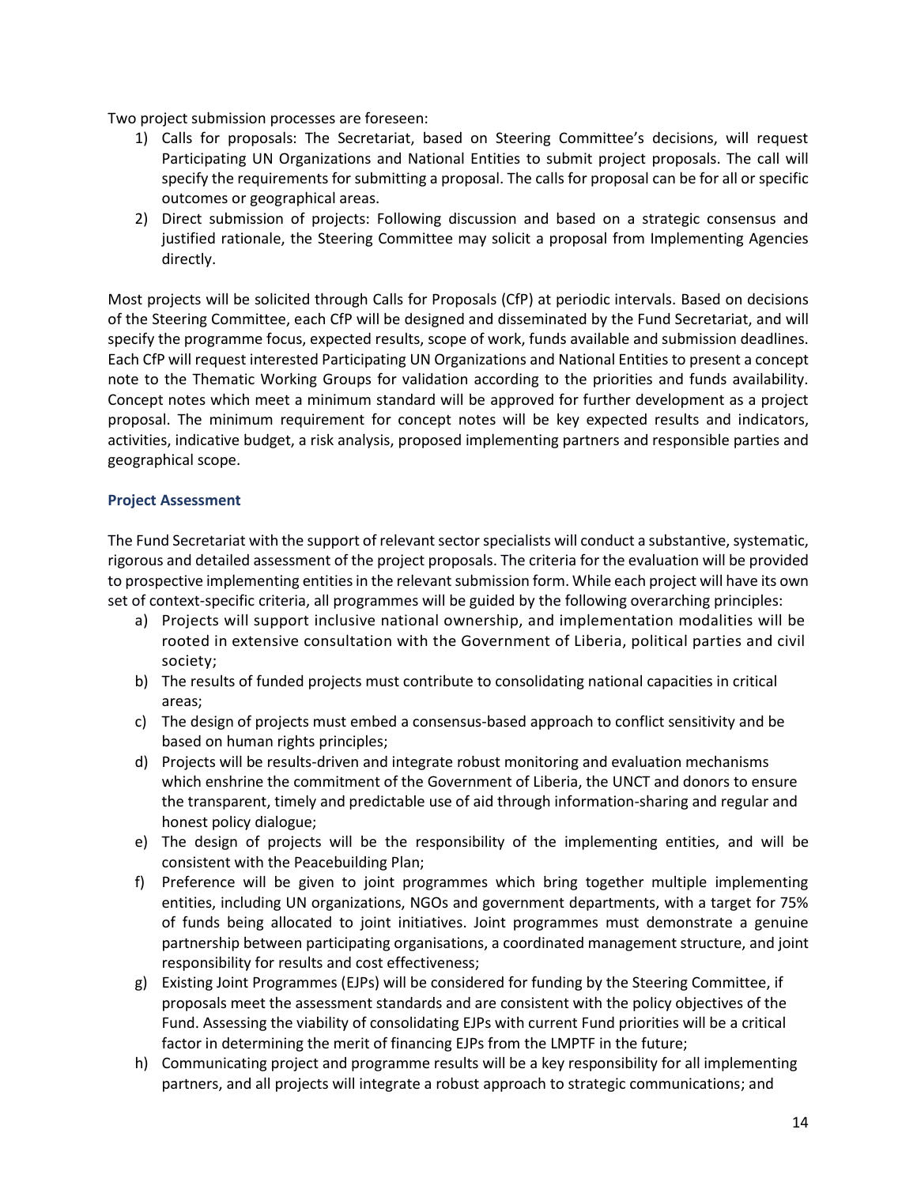Two project submission processes are foreseen:

1) Calls for proposals: The Secretariat, based on Steering Committee's decisions, will request Participating UN Organizations and National Entities to submit project proposals. The call will specify the requirements for submitting a proposal. The calls for proposal can be for all or specific outcomes or geographical areas.
2) Direct submission of projects: Following discussion and based on a strategic consensus and justified rationale, the Steering Committee may solicit a proposal from Implementing Agencies directly.

Most projects will be solicited through Calls for Proposals (CfP) at periodic intervals. Based on decisions of the Steering Committee, each CfP will be designed and disseminated by the Fund Secretariat, and will specify the programme focus, expected results, scope of work, funds available and submission deadlines. Each CfP will request interested Participating UN Organizations and National Entities to present a concept note to the Thematic Working Groups for validation according to the priorities and funds availability. Concept notes which meet a minimum standard will be approved for further development as a project proposal. The minimum requirement for concept notes will be key expected results and indicators, activities, indicative budget, a risk analysis, proposed implementing partners and responsible parties and geographical scope.

### Project Assessment

The Fund Secretariat with the support of relevant sector specialists will conduct a substantive, systematic, rigorous and detailed assessment of the project proposals. The criteria for the evaluation will be provided to prospective implementing entities in the relevant submission form. While each project will have its own set of context-specific criteria, all programmes will be guided by the following overarching principles:

a) Projects will support inclusive national ownership, and implementation modalities will be rooted in extensive consultation with the Government of Liberia, political parties and civil society;
b) The results of funded projects must contribute to consolidating national capacities in critical areas;
c) The design of projects must embed a consensus-based approach to conflict sensitivity and be based on human rights principles;
d) Projects will be results-driven and integrate robust monitoring and evaluation mechanisms which enshrine the commitment of the Government of Liberia, the UNCT and donors to ensure the transparent, timely and predictable use of aid through information-sharing and regular and honest policy dialogue;
e) The design of projects will be the responsibility of the implementing entities, and will be consistent with the Peacebuilding Plan;
f) Preference will be given to joint programmes which bring together multiple implementing entities, including UN organizations, NGOs and government departments, with a target for 75% of funds being allocated to joint initiatives. Joint programmes must demonstrate a genuine partnership between participating organisations, a coordinated management structure, and joint responsibility for results and cost effectiveness;
g) Existing Joint Programmes (EJPs) will be considered for funding by the Steering Committee, if proposals meet the assessment standards and are consistent with the policy objectives of the Fund. Assessing the viability of consolidating EJPs with current Fund priorities will be a critical factor in determining the merit of financing EJPs from the LMPTF in the future;
h) Communicating project and programme results will be a key responsibility for all implementing partners, and all projects will integrate a robust approach to strategic communications; and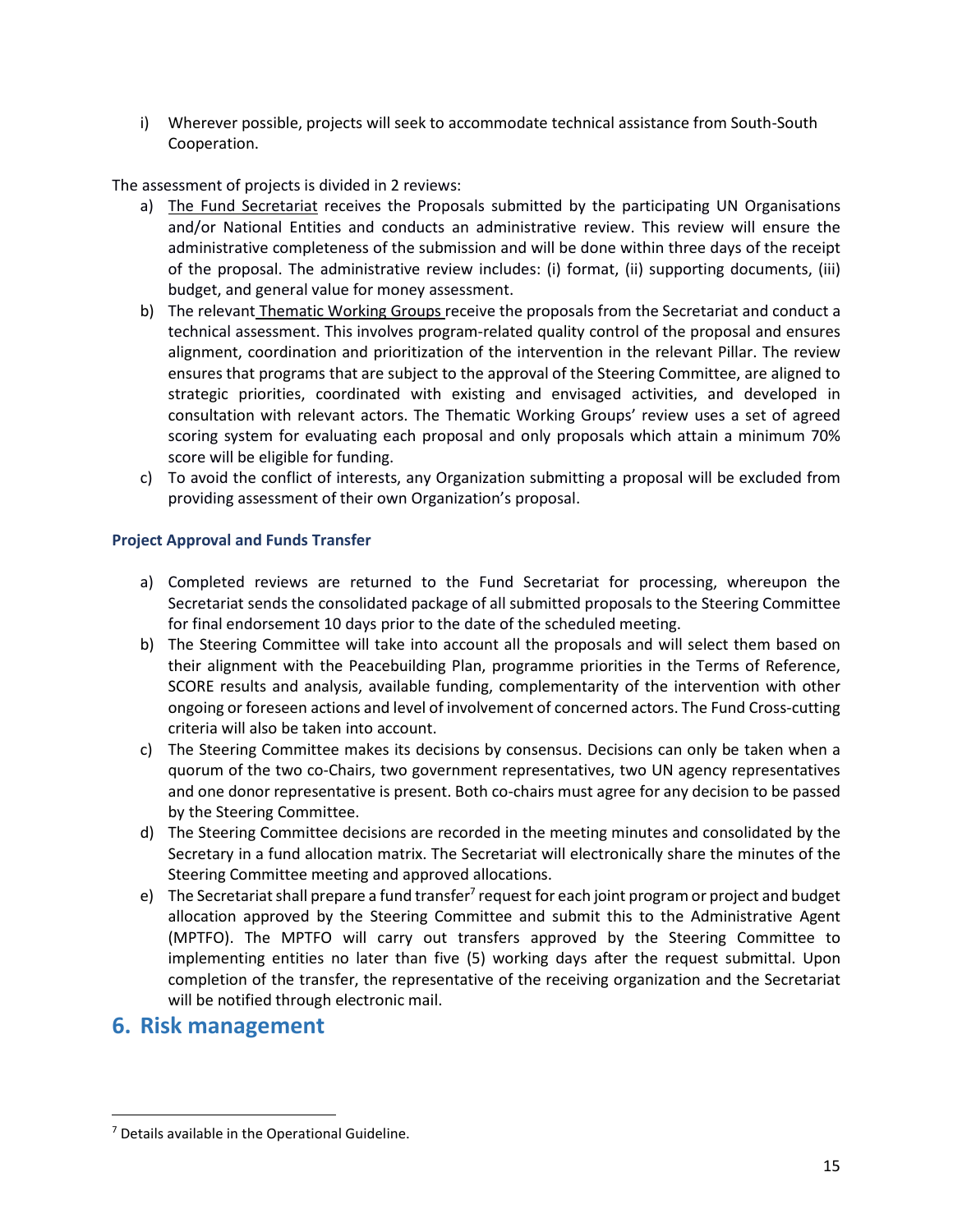i) Wherever possible, projects will seek to accommodate technical assistance from South-South Cooperation.

The assessment of projects is divided in 2 reviews:

a) The Fund Secretariat receives the Proposals submitted by the participating UN Organisations and/or National Entities and conducts an administrative review. This review will ensure the administrative completeness of the submission and will be done within three days of the receipt of the proposal. The administrative review includes: (i) format, (ii) supporting documents, (iii) budget, and general value for money assessment.
b) The relevant Thematic Working Groups receive the proposals from the Secretariat and conduct a technical assessment. This involves program-related quality control of the proposal and ensures alignment, coordination and prioritization of the intervention in the relevant Pillar. The review ensures that programs that are subject to the approval of the Steering Committee, are aligned to strategic priorities, coordinated with existing and envisaged activities, and developed in consultation with relevant actors. The Thematic Working Groups' review uses a set of agreed scoring system for evaluating each proposal and only proposals which attain a minimum 70% score will be eligible for funding.
c) To avoid the conflict of interests, any Organization submitting a proposal will be excluded from providing assessment of their own Organization's proposal.

### Project Approval and Funds Transfer

a) Completed reviews are returned to the Fund Secretariat for processing, whereupon the Secretariat sends the consolidated package of all submitted proposals to the Steering Committee for final endorsement 10 days prior to the date of the scheduled meeting.
b) The Steering Committee will take into account all the proposals and will select them based on their alignment with the Peacebuilding Plan, programme priorities in the Terms of Reference, SCORE results and analysis, available funding, complementarity of the intervention with other ongoing or foreseen actions and level of involvement of concerned actors. The Fund Cross-cutting criteria will also be taken into account.
c) The Steering Committee makes its decisions by consensus. Decisions can only be taken when a quorum of the two co-Chairs, two government representatives, two UN agency representatives and one donor representative is present. Both co-chairs must agree for any decision to be passed by the Steering Committee.
d) The Steering Committee decisions are recorded in the meeting minutes and consolidated by the Secretary in a fund allocation matrix. The Secretariat will electronically share the minutes of the Steering Committee meeting and approved allocations.
e) The Secretariat shall prepare a fund transfer[7] request for each joint program or project and budget allocation approved by the Steering Committee and submit this to the Administrative Agent (MPTFO). The MPTFO will carry out transfers approved by the Steering Committee to implementing entities no later than five (5) working days after the request submittal. Upon completion of the transfer, the representative of the receiving organization and the Secretariat will be notified through electronic mail.

## 6. Risk management

[7] Details available in the Operational Guideline.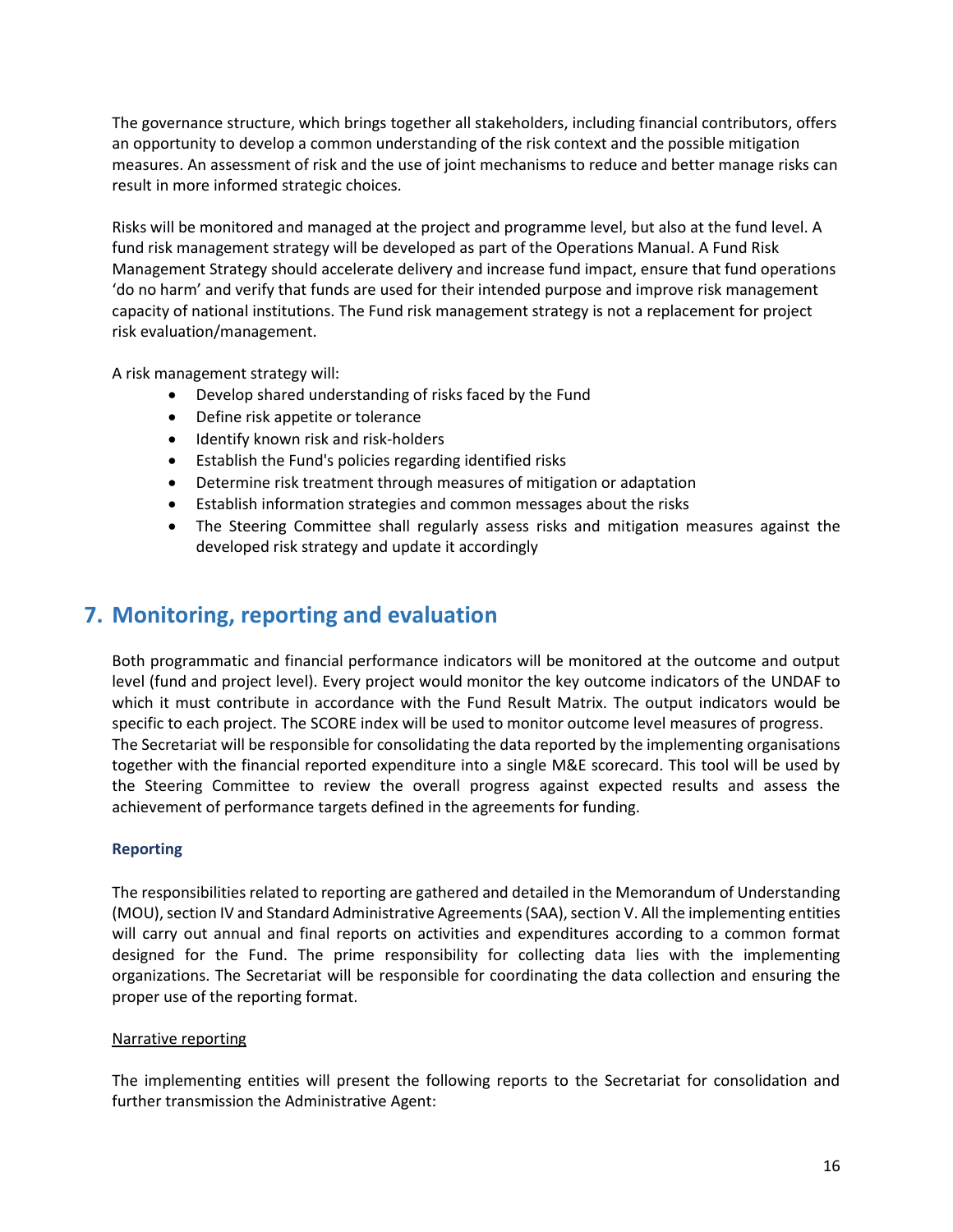The governance structure, which brings together all stakeholders, including financial contributors, offers an opportunity to develop a common understanding of the risk context and the possible mitigation measures. An assessment of risk and the use of joint mechanisms to reduce and better manage risks can result in more informed strategic choices.

Risks will be monitored and managed at the project and programme level, but also at the fund level. A fund risk management strategy will be developed as part of the Operations Manual. A Fund Risk Management Strategy should accelerate delivery and increase fund impact, ensure that fund operations 'do no harm' and verify that funds are used for their intended purpose and improve risk management capacity of national institutions. The Fund risk management strategy is not a replacement for project risk evaluation/management.

A risk management strategy will:

- Develop shared understanding of risks faced by the Fund
- Define risk appetite or tolerance
- Identify known risk and risk-holders
- Establish the Fund's policies regarding identified risks
- Determine risk treatment through measures of mitigation or adaptation
- Establish information strategies and common messages about the risks
- The Steering Committee shall regularly assess risks and mitigation measures against the developed risk strategy and update it accordingly

# 7. Monitoring, reporting and evaluation

Both programmatic and financial performance indicators will be monitored at the outcome and output level (fund and project level). Every project would monitor the key outcome indicators of the UNDAF to which it must contribute in accordance with the Fund Result Matrix. The output indicators would be specific to each project. The SCORE index will be used to monitor outcome level measures of progress. The Secretariat will be responsible for consolidating the data reported by the implementing organisations together with the financial reported expenditure into a single M&E scorecard. This tool will be used by the Steering Committee to review the overall progress against expected results and assess the achievement of performance targets defined in the agreements for funding.

### Reporting

The responsibilities related to reporting are gathered and detailed in the Memorandum of Understanding (MOU), section IV and Standard Administrative Agreements (SAA), section V. All the implementing entities will carry out annual and final reports on activities and expenditures according to a common format designed for the Fund. The prime responsibility for collecting data lies with the implementing organizations. The Secretariat will be responsible for coordinating the data collection and ensuring the proper use of the reporting format.

<u>Narrative reporting</u>

The implementing entities will present the following reports to the Secretariat for consolidation and further transmission the Administrative Agent: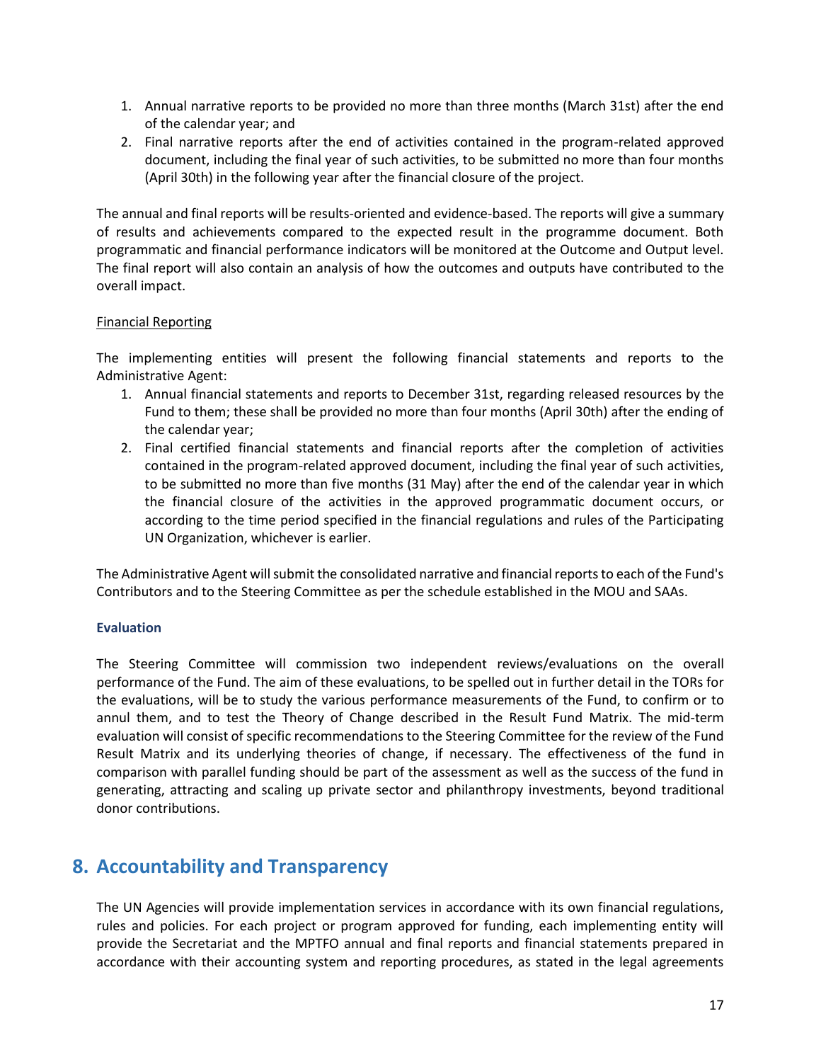1. Annual narrative reports to be provided no more than three months (March 31st) after the end of the calendar year; and
2. Final narrative reports after the end of activities contained in the program-related approved document, including the final year of such activities, to be submitted no more than four months (April 30th) in the following year after the financial closure of the project.

The annual and final reports will be results-oriented and evidence-based. The reports will give a summary of results and achievements compared to the expected result in the programme document. Both programmatic and financial performance indicators will be monitored at the Outcome and Output level. The final report will also contain an analysis of how the outcomes and outputs have contributed to the overall impact.

<u>Financial Reporting</u>

The implementing entities will present the following financial statements and reports to the Administrative Agent:

1. Annual financial statements and reports to December 31st, regarding released resources by the Fund to them; these shall be provided no more than four months (April 30th) after the ending of the calendar year;
2. Final certified financial statements and financial reports after the completion of activities contained in the program-related approved document, including the final year of such activities, to be submitted no more than five months (31 May) after the end of the calendar year in which the financial closure of the activities in the approved programmatic document occurs, or according to the time period specified in the financial regulations and rules of the Participating UN Organization, whichever is earlier.

The Administrative Agent will submit the consolidated narrative and financial reports to each of the Fund's Contributors and to the Steering Committee as per the schedule established in the MOU and SAAs.

**Evaluation**

The Steering Committee will commission two independent reviews/evaluations on the overall performance of the Fund. The aim of these evaluations, to be spelled out in further detail in the TORs for the evaluations, will be to study the various performance measurements of the Fund, to confirm or to annul them, and to test the Theory of Change described in the Result Fund Matrix. The mid-term evaluation will consist of specific recommendations to the Steering Committee for the review of the Fund Result Matrix and its underlying theories of change, if necessary. The effectiveness of the fund in comparison with parallel funding should be part of the assessment as well as the success of the fund in generating, attracting and scaling up private sector and philanthropy investments, beyond traditional donor contributions.

## 8. Accountability and Transparency

The UN Agencies will provide implementation services in accordance with its own financial regulations, rules and policies. For each project or program approved for funding, each implementing entity will provide the Secretariat and the MPTFO annual and final reports and financial statements prepared in accordance with their accounting system and reporting procedures, as stated in the legal agreements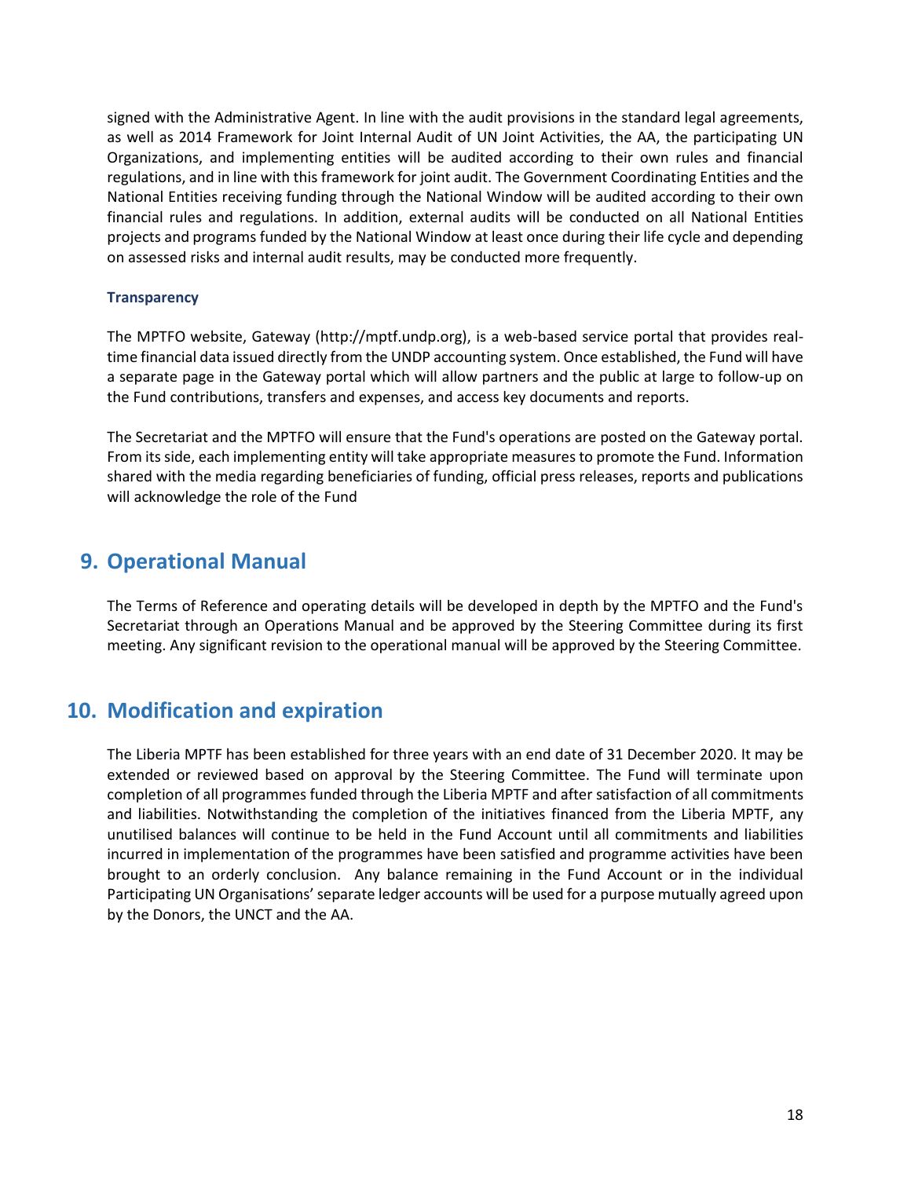signed with the Administrative Agent. In line with the audit provisions in the standard legal agreements, as well as 2014 Framework for Joint Internal Audit of UN Joint Activities, the AA, the participating UN Organizations, and implementing entities will be audited according to their own rules and financial regulations, and in line with this framework for joint audit. The Government Coordinating Entities and the National Entities receiving funding through the National Window will be audited according to their own financial rules and regulations. In addition, external audits will be conducted on all National Entities projects and programs funded by the National Window at least once during their life cycle and depending on assessed risks and internal audit results, may be conducted more frequently.

### Transparency

The MPTFO website, Gateway (http://mptf.undp.org), is a web-based service portal that provides real-time financial data issued directly from the UNDP accounting system. Once established, the Fund will have a separate page in the Gateway portal which will allow partners and the public at large to follow-up on the Fund contributions, transfers and expenses, and access key documents and reports.

The Secretariat and the MPTFO will ensure that the Fund's operations are posted on the Gateway portal. From its side, each implementing entity will take appropriate measures to promote the Fund. Information shared with the media regarding beneficiaries of funding, official press releases, reports and publications will acknowledge the role of the Fund

## 9. Operational Manual

The Terms of Reference and operating details will be developed in depth by the MPTFO and the Fund's Secretariat through an Operations Manual and be approved by the Steering Committee during its first meeting. Any significant revision to the operational manual will be approved by the Steering Committee.

## 10. Modification and expiration

The Liberia MPTF has been established for three years with an end date of 31 December 2020. It may be extended or reviewed based on approval by the Steering Committee. The Fund will terminate upon completion of all programmes funded through the Liberia MPTF and after satisfaction of all commitments and liabilities. Notwithstanding the completion of the initiatives financed from the Liberia MPTF, any unutilised balances will continue to be held in the Fund Account until all commitments and liabilities incurred in implementation of the programmes have been satisfied and programme activities have been brought to an orderly conclusion. Any balance remaining in the Fund Account or in the individual Participating UN Organisations' separate ledger accounts will be used for a purpose mutually agreed upon by the Donors, the UNCT and the AA.